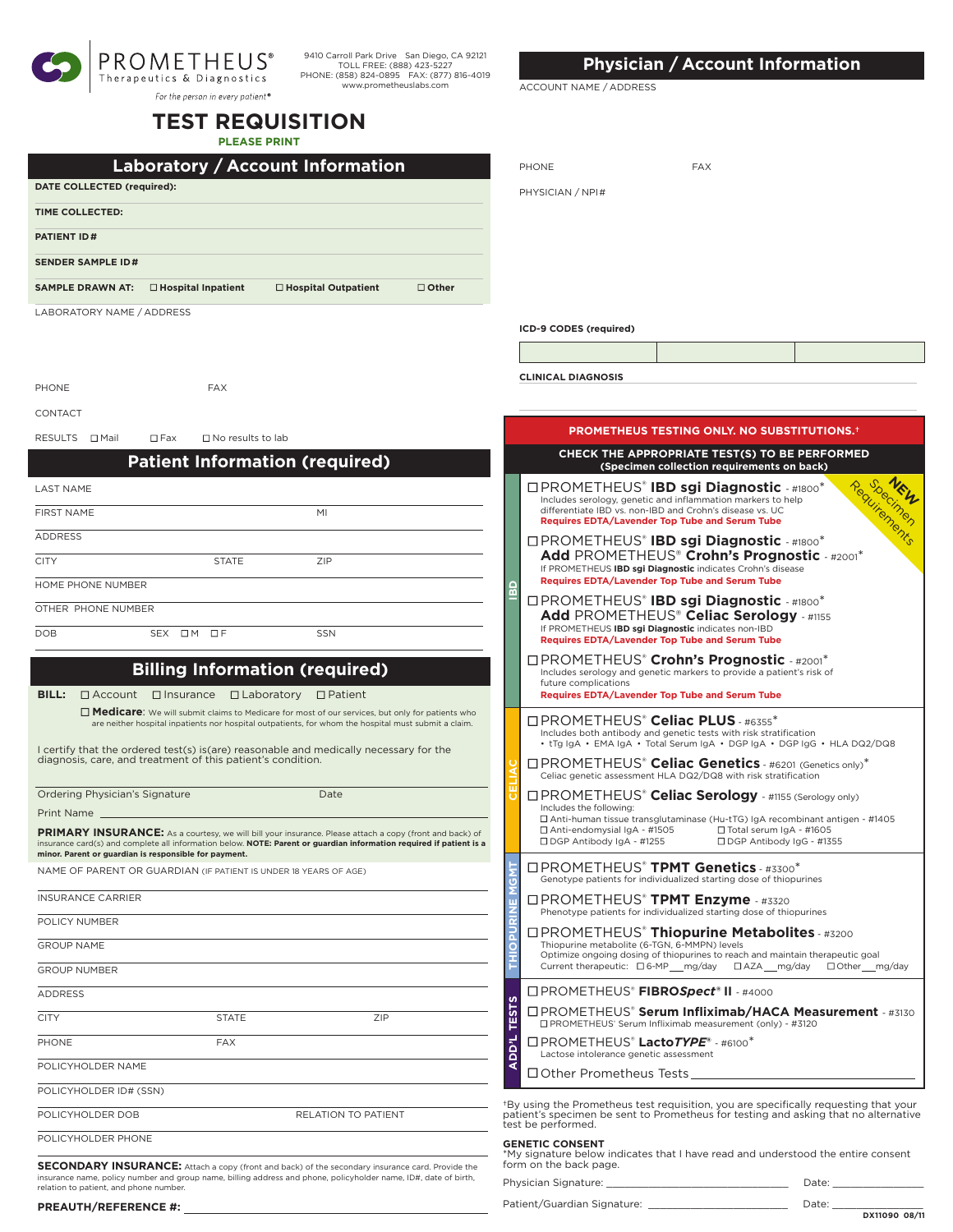PROMETHEUS® Therapeutics & Diagnostics

*For the person in every patient®*

9410 Carroll Park Drive San Diego, CA 92121
TOLL FREE: (888) 423-5227
PHONE: (858) 824-0895 FAX: (877) 816-4019
www.prometheuslabs.com

# TEST REQUISITION

**PLEASE PRINT**

## Laboratory / Account Information

**DATE COLLECTED (required):**

**TIME COLLECTED:**

**PATIENT ID #**

**SENDER SAMPLE ID #**

**SAMPLE DRAWN AT:** ☐ Hospital Inpatient ☐ Hospital Outpatient ☐ Other

LABORATORY NAME / ADDRESS

PHONE FAX

CONTACT

RESULTS ☐ Mail ☐ Fax ☐ No results to lab

## Patient Information (required)

LAST NAME

FIRST NAME MI

ADDRESS

CITY STATE ZIP

HOME PHONE NUMBER

OTHER PHONE NUMBER

DOB SEX ☐ M ☐ F SSN

## Billing Information (required)

**BILL:** ☐ Account ☐ Insurance ☐ Laboratory ☐ Patient

☐ **Medicare**: We will submit claims to Medicare for most of our services, but only for patients who are neither hospital inpatients nor hospital outpatients, for whom the hospital must submit a claim.

I certify that the ordered test(s) is(are) reasonable and medically necessary for the diagnosis, care, and treatment of this patient's condition.

Ordering Physician's Signature Date

Print Name

**PRIMARY INSURANCE:** As a courtesy, we will bill your insurance. Please attach a copy (front and back) of insurance card(s) and complete all information below. **NOTE: Parent or guardian information required if patient is a minor. Parent or guardian is responsible for payment.**

NAME OF PARENT OR GUARDIAN (IF PATIENT IS UNDER 18 YEARS OF AGE)

INSURANCE CARRIER

POLICY NUMBER

GROUP NAME

GROUP NUMBER

ADDRESS

CITY STATE ZIP

PHONE FAX

POLICYHOLDER NAME

POLICYHOLDER ID# (SSN)

POLICYHOLDER DOB RELATION TO PATIENT

POLICYHOLDER PHONE

**SECONDARY INSURANCE:** Attach a copy (front and back) of the secondary insurance card. Provide the insurance name, policy number and group name, billing address and phone, policyholder name, ID#, date of birth, relation to patient, and phone number.

**PREAUTH/REFERENCE #:**

## Physician / Account Information

ACCOUNT NAME / ADDRESS

PHONE FAX

PHYSICIAN / NPI#

**ICD-9 CODES (required)**

| | | |
|---|---|---|
| | | |

**CLINICAL DIAGNOSIS**

**PROMETHEUS TESTING ONLY. NO SUBSTITUTIONS.†**

**CHECK THE APPROPRIATE TEST(S) TO BE PERFORMED (Specimen collection requirements on back)**

**NEW Specimen Requirements**

### IBD

☐ PROMETHEUS® **IBD sgi Diagnostic** - #1800*
Includes serology, genetic and inflammation markers to help differentiate IBD vs. non-IBD and Crohn's disease vs. UC
**Requires EDTA/Lavender Top Tube and Serum Tube**

☐ PROMETHEUS® **IBD sgi Diagnostic** - #1800*
**Add** PROMETHEUS® **Crohn's Prognostic** - #2001*
If PROMETHEUS **IBD sgi Diagnostic** indicates Crohn's disease
**Requires EDTA/Lavender Top Tube and Serum Tube**

☐ PROMETHEUS® **IBD sgi Diagnostic** - #1800*
**Add** PROMETHEUS® **Celiac Serology** - #1155
If PROMETHEUS **IBD sgi Diagnostic** indicates non-IBD
**Requires EDTA/Lavender Top Tube and Serum Tube**

☐ PROMETHEUS® **Crohn's Prognostic** - #2001*
Includes serology and genetic markers to provide a patient's risk of future complications
**Requires EDTA/Lavender Top Tube and Serum Tube**

### CELIAC

☐ PROMETHEUS® **Celiac PLUS** - #6355*
Includes both antibody and genetic tests with risk stratification
• tTg IgA • EMA IgA • Total Serum IgA • DGP IgA • DGP IgG • HLA DQ2/DQ8

☐ PROMETHEUS® **Celiac Genetics** - #6201 (Genetics only)*
Celiac genetic assessment HLA DQ2/DQ8 with risk stratification

☐ PROMETHEUS® **Celiac Serology** - #1155 (Serology only)
Includes the following:
☐ Anti-human tissue transglutaminase (Hu-tTG) IgA recombinant antigen - #1405
☐ Anti-endomysial IgA - #1505 ☐ Total serum IgA - #1605
☐ DGP Antibody IgA - #1255 ☐ DGP Antibody IgG - #1355

### THIOPURINE MGMT

☐ PROMETHEUS® **TPMT Genetics** - #3300*
Genotype patients for individualized starting dose of thiopurines

☐ PROMETHEUS® **TPMT Enzyme** - #3320
Phenotype patients for individualized starting dose of thiopurines

☐ PROMETHEUS® **Thiopurine Metabolites** - #3200
Thiopurine metabolite (6-TGN, 6-MMPN) levels
Optimize ongoing dosing of thiopurines to reach and maintain therapeutic goal
Current therapeutic: ☐ 6-MP___mg/day ☐ AZA___mg/day ☐ Other___mg/day

### ADD'L TESTS

☐ PROMETHEUS® **FIBRO*Spect*® II** - #4000

☐ PROMETHEUS® **Serum Infliximab/HACA Measurement** - #3130
☐ PROMETHEUS® Serum Infliximab measurement (only) - #3120

☐ PROMETHEUS® **Lacto*TYPE*®** - #6100*
Lactose intolerance genetic assessment

☐ Other Prometheus Tests ____________________

†By using the Prometheus test requisition, you are specifically requesting that your patient's specimen be sent to Prometheus for testing and asking that no alternative test be performed.

**GENETIC CONSENT**
*My signature below indicates that I have read and understood the entire consent form on the back page.

Physician Signature: ____________________ Date: __________

Patient/Guardian Signature: ____________________ Date: __________

DX11090 08/11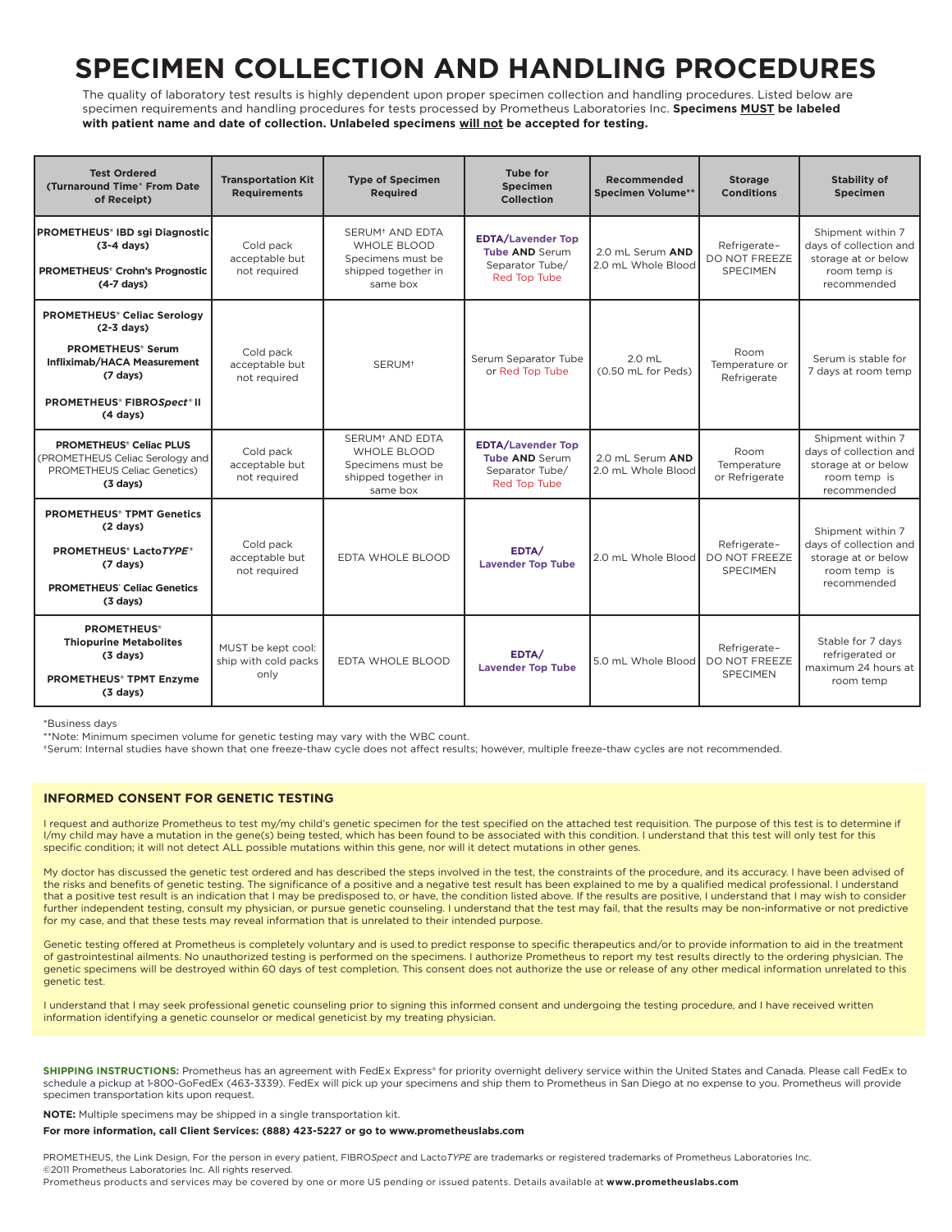# SPECIMEN COLLECTION AND HANDLING PROCEDURES

The quality of laboratory test results is highly dependent upon proper specimen collection and handling procedures. Listed below are specimen requirements and handling procedures for tests processed by Prometheus Laboratories Inc. **Specimens MUST be labeled with patient name and date of collection. Unlabeled specimens will not be accepted for testing.**

| Test Ordered (Turnaround Time* From Date of Receipt) | Transportation Kit Requirements | Type of Specimen Required | Tube for Specimen Collection | Recommended Specimen Volume** | Storage Conditions | Stability of Specimen |
|---|---|---|---|---|---|---|
| **PROMETHEUS® IBD sgi Diagnostic (3-4 days)** **PROMETHEUS® Crohn's Prognostic (4-7 days)** | Cold pack acceptable but not required | SERUM† AND EDTA WHOLE BLOOD Specimens must be shipped together in same box | **EDTA/Lavender Top Tube AND** Serum Separator Tube/ Red Top Tube | 2.0 mL Serum **AND** 2.0 mL Whole Blood | Refrigerate– DO NOT FREEZE SPECIMEN | Shipment within 7 days of collection and storage at or below room temp is recommended |
| **PROMETHEUS® Celiac Serology (2-3 days)** **PROMETHEUS® Serum Infliximab/HACA Measurement (7 days)** **PROMETHEUS® FIBRO*Spect*® II (4 days)** | Cold pack acceptable but not required | SERUM† | Serum Separator Tube or Red Top Tube | 2.0 mL (0.50 mL for Peds) | Room Temperature or Refrigerate | Serum is stable for 7 days at room temp |
| **PROMETHEUS® Celiac PLUS** (PROMETHEUS Celiac Serology and PROMETHEUS Celiac Genetics) **(3 days)** | Cold pack acceptable but not required | SERUM† AND EDTA WHOLE BLOOD Specimens must be shipped together in same box | **EDTA/Lavender Top Tube AND** Serum Separator Tube/ Red Top Tube | 2.0 mL Serum **AND** 2.0 mL Whole Blood | Room Temperature or Refrigerate | Shipment within 7 days of collection and storage at or below room temp is recommended |
| **PROMETHEUS® TPMT Genetics (2 days)** **PROMETHEUS® Lacto*TYPE*® (7 days)** **PROMETHEUS® Celiac Genetics (3 days)** | Cold pack acceptable but not required | EDTA WHOLE BLOOD | **EDTA/ Lavender Top Tube** | 2.0 mL Whole Blood | Refrigerate– DO NOT FREEZE SPECIMEN | Shipment within 7 days of collection and storage at or below room temp is recommended |
| **PROMETHEUS® Thiopurine Metabolites (3 days)** **PROMETHEUS® TPMT Enzyme (3 days)** | MUST be kept cool: ship with cold packs only | EDTA WHOLE BLOOD | **EDTA/ Lavender Top Tube** | 5.0 mL Whole Blood | Refrigerate– DO NOT FREEZE SPECIMEN | Stable for 7 days refrigerated or maximum 24 hours at room temp |

*Business days

**Note: Minimum specimen volume for genetic testing may vary with the WBC count.

†Serum: Internal studies have shown that one freeze-thaw cycle does not affect results; however, multiple freeze-thaw cycles are not recommended.

## INFORMED CONSENT FOR GENETIC TESTING

I request and authorize Prometheus to test my/my child's genetic specimen for the test specified on the attached test requisition. The purpose of this test is to determine if I/my child may have a mutation in the gene(s) being tested, which has been found to be associated with this condition. I understand that this test will only test for this specific condition; it will not detect ALL possible mutations within this gene, nor will it detect mutations in other genes.

My doctor has discussed the genetic test ordered and has described the steps involved in the test, the constraints of the procedure, and its accuracy. I have been advised of the risks and benefits of genetic testing. The significance of a positive and a negative test result has been explained to me by a qualified medical professional. I understand that a positive test result is an indication that I may be predisposed to, or have, the condition listed above. If the results are positive, I understand that I may wish to consider further independent testing, consult my physician, or pursue genetic counseling. I understand that the test may fail, that the results may be non-informative or not predictive for my case, and that these tests may reveal information that is unrelated to their intended purpose.

Genetic testing offered at Prometheus is completely voluntary and is used to predict response to specific therapeutics and/or to provide information to aid in the treatment of gastrointestinal ailments. No unauthorized testing is performed on the specimens. I authorize Prometheus to report my test results directly to the ordering physician. The genetic specimens will be destroyed within 60 days of test completion. This consent does not authorize the use or release of any other medical information unrelated to this genetic test.

I understand that I may seek professional genetic counseling prior to signing this informed consent and undergoing the testing procedure, and I have received written information identifying a genetic counselor or medical geneticist by my treating physician.

**SHIPPING INSTRUCTIONS:** Prometheus has an agreement with FedEx Express® for priority overnight delivery service within the United States and Canada. Please call FedEx to schedule a pickup at 1-800-GoFedEx (463-3339). FedEx will pick up your specimens and ship them to Prometheus in San Diego at no expense to you. Prometheus will provide specimen transportation kits upon request.

**NOTE:** Multiple specimens may be shipped in a single transportation kit.

**For more information, call Client Services: (888) 423-5227 or go to www.prometheuslabs.com**

PROMETHEUS, the Link Design, For the person in every patient, FIBRO*Spect* and Lacto*TYPE* are trademarks or registered trademarks of Prometheus Laboratories Inc.
©2011 Prometheus Laboratories Inc. All rights reserved.
Prometheus products and services may be covered by one or more US pending or issued patents. Details available at **www.prometheuslabs.com**